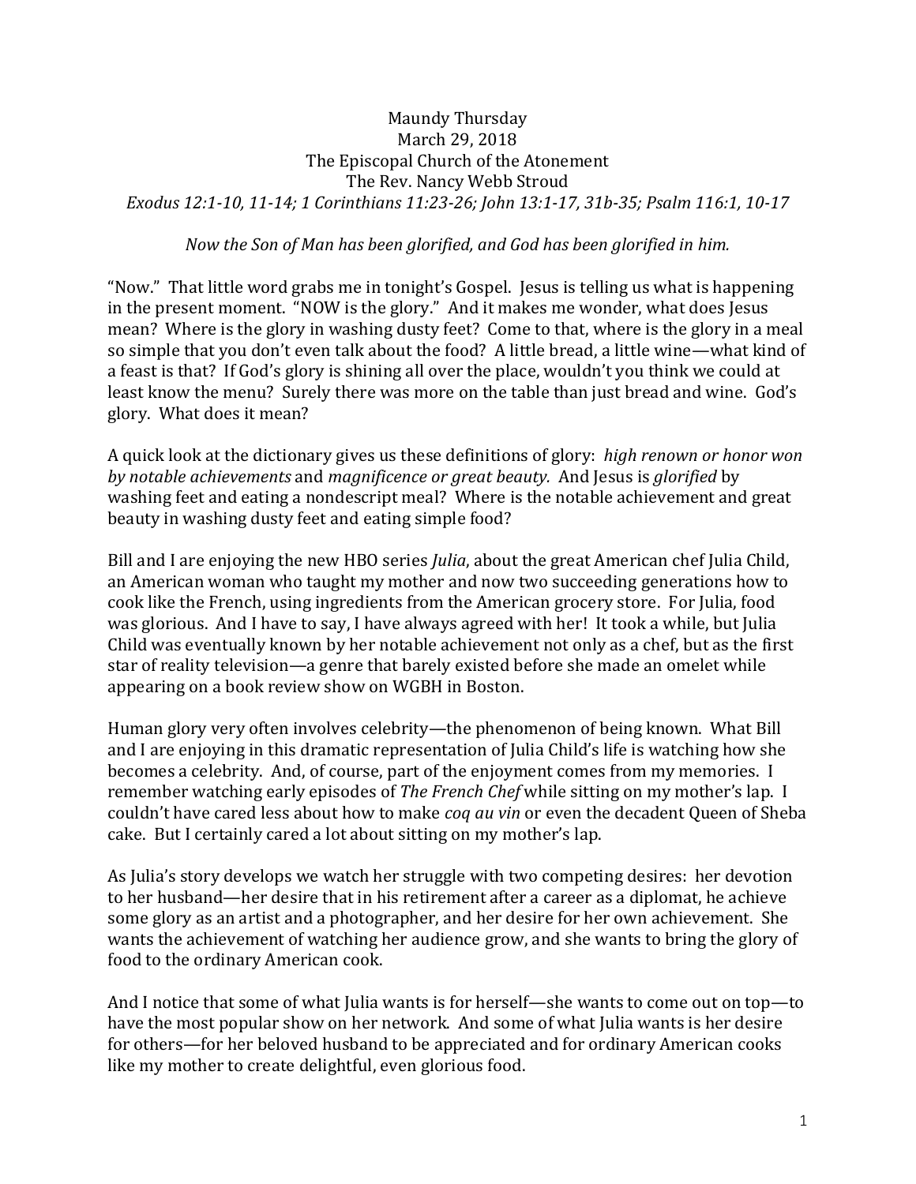Maundy Thursday
March 29, 2018
The Episcopal Church of the Atonement
The Rev. Nancy Webb Stroud
*Exodus 12:1-10, 11-14; 1 Corinthians 11:23-26; John 13:1-17, 31b-35; Psalm 116:1, 10-17*

*Now the Son of Man has been glorified, and God has been glorified in him.*

"Now." That little word grabs me in tonight's Gospel. Jesus is telling us what is happening in the present moment. "NOW is the glory." And it makes me wonder, what does Jesus mean? Where is the glory in washing dusty feet? Come to that, where is the glory in a meal so simple that you don't even talk about the food? A little bread, a little wine—what kind of a feast is that? If God's glory is shining all over the place, wouldn't you think we could at least know the menu? Surely there was more on the table than just bread and wine. God's glory. What does it mean?

A quick look at the dictionary gives us these definitions of glory: *high renown or honor won by notable achievements* and *magnificence or great beauty.* And Jesus is *glorified* by washing feet and eating a nondescript meal? Where is the notable achievement and great beauty in washing dusty feet and eating simple food?

Bill and I are enjoying the new HBO series *Julia*, about the great American chef Julia Child, an American woman who taught my mother and now two succeeding generations how to cook like the French, using ingredients from the American grocery store. For Julia, food was glorious. And I have to say, I have always agreed with her! It took a while, but Julia Child was eventually known by her notable achievement not only as a chef, but as the first star of reality television—a genre that barely existed before she made an omelet while appearing on a book review show on WGBH in Boston.

Human glory very often involves celebrity—the phenomenon of being known. What Bill and I are enjoying in this dramatic representation of Julia Child's life is watching how she becomes a celebrity. And, of course, part of the enjoyment comes from my memories. I remember watching early episodes of *The French Chef* while sitting on my mother's lap. I couldn't have cared less about how to make *coq au vin* or even the decadent Queen of Sheba cake. But I certainly cared a lot about sitting on my mother's lap.

As Julia's story develops we watch her struggle with two competing desires: her devotion to her husband—her desire that in his retirement after a career as a diplomat, he achieve some glory as an artist and a photographer, and her desire for her own achievement. She wants the achievement of watching her audience grow, and she wants to bring the glory of food to the ordinary American cook.

And I notice that some of what Julia wants is for herself—she wants to come out on top—to have the most popular show on her network. And some of what Julia wants is her desire for others—for her beloved husband to be appreciated and for ordinary American cooks like my mother to create delightful, even glorious food.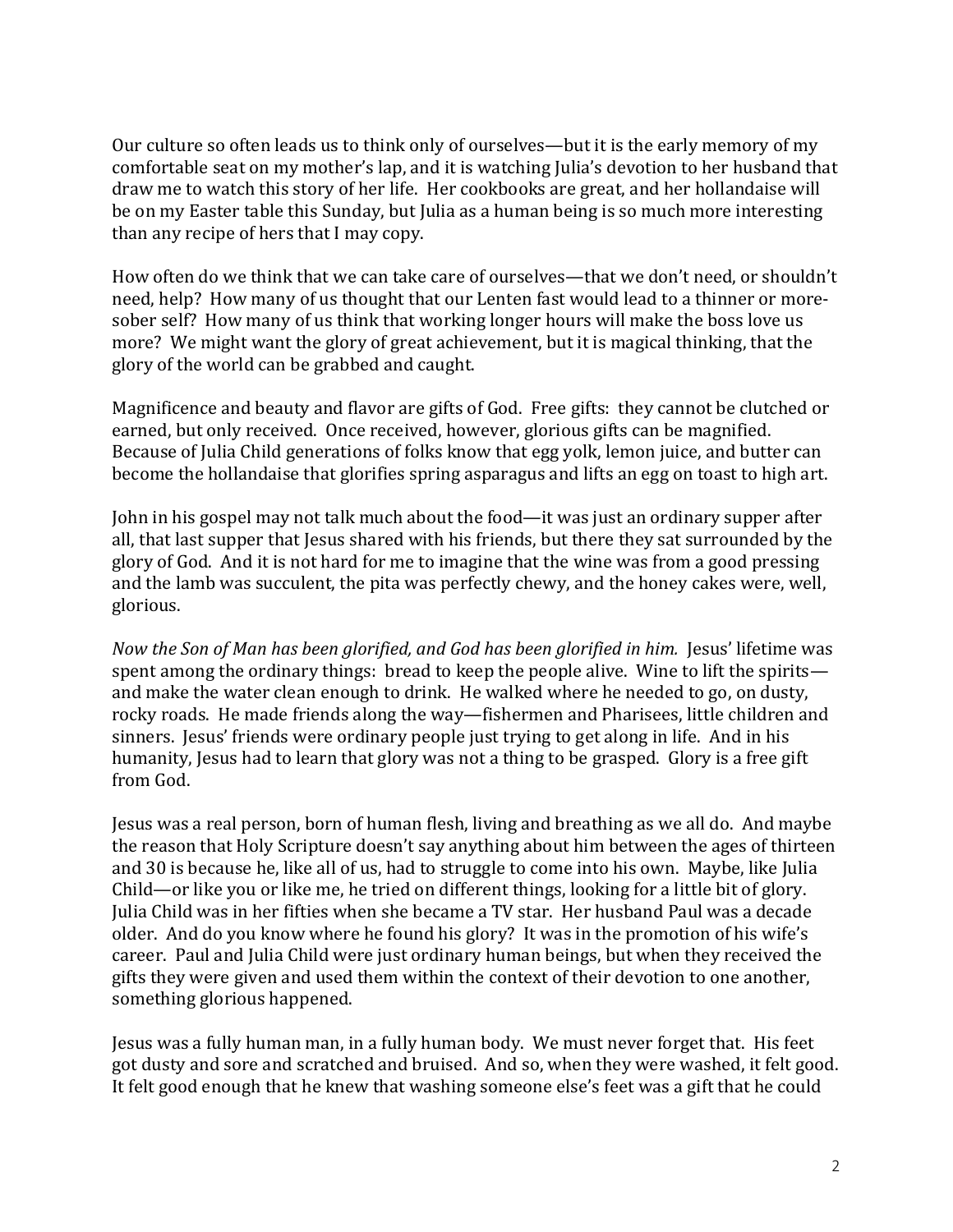Our culture so often leads us to think only of ourselves—but it is the early memory of my comfortable seat on my mother's lap, and it is watching Julia's devotion to her husband that draw me to watch this story of her life. Her cookbooks are great, and her hollandaise will be on my Easter table this Sunday, but Julia as a human being is so much more interesting than any recipe of hers that I may copy.

How often do we think that we can take care of ourselves—that we don't need, or shouldn't need, help? How many of us thought that our Lenten fast would lead to a thinner or more-sober self? How many of us think that working longer hours will make the boss love us more? We might want the glory of great achievement, but it is magical thinking, that the glory of the world can be grabbed and caught.

Magnificence and beauty and flavor are gifts of God. Free gifts: they cannot be clutched or earned, but only received. Once received, however, glorious gifts can be magnified. Because of Julia Child generations of folks know that egg yolk, lemon juice, and butter can become the hollandaise that glorifies spring asparagus and lifts an egg on toast to high art.

John in his gospel may not talk much about the food—it was just an ordinary supper after all, that last supper that Jesus shared with his friends, but there they sat surrounded by the glory of God. And it is not hard for me to imagine that the wine was from a good pressing and the lamb was succulent, the pita was perfectly chewy, and the honey cakes were, well, glorious.

*Now the Son of Man has been glorified, and God has been glorified in him.* Jesus' lifetime was spent among the ordinary things: bread to keep the people alive. Wine to lift the spirits—and make the water clean enough to drink. He walked where he needed to go, on dusty, rocky roads. He made friends along the way—fishermen and Pharisees, little children and sinners. Jesus' friends were ordinary people just trying to get along in life. And in his humanity, Jesus had to learn that glory was not a thing to be grasped. Glory is a free gift from God.

Jesus was a real person, born of human flesh, living and breathing as we all do. And maybe the reason that Holy Scripture doesn't say anything about him between the ages of thirteen and 30 is because he, like all of us, had to struggle to come into his own. Maybe, like Julia Child—or like you or like me, he tried on different things, looking for a little bit of glory. Julia Child was in her fifties when she became a TV star. Her husband Paul was a decade older. And do you know where he found his glory? It was in the promotion of his wife's career. Paul and Julia Child were just ordinary human beings, but when they received the gifts they were given and used them within the context of their devotion to one another, something glorious happened.

Jesus was a fully human man, in a fully human body. We must never forget that. His feet got dusty and sore and scratched and bruised. And so, when they were washed, it felt good. It felt good enough that he knew that washing someone else's feet was a gift that he could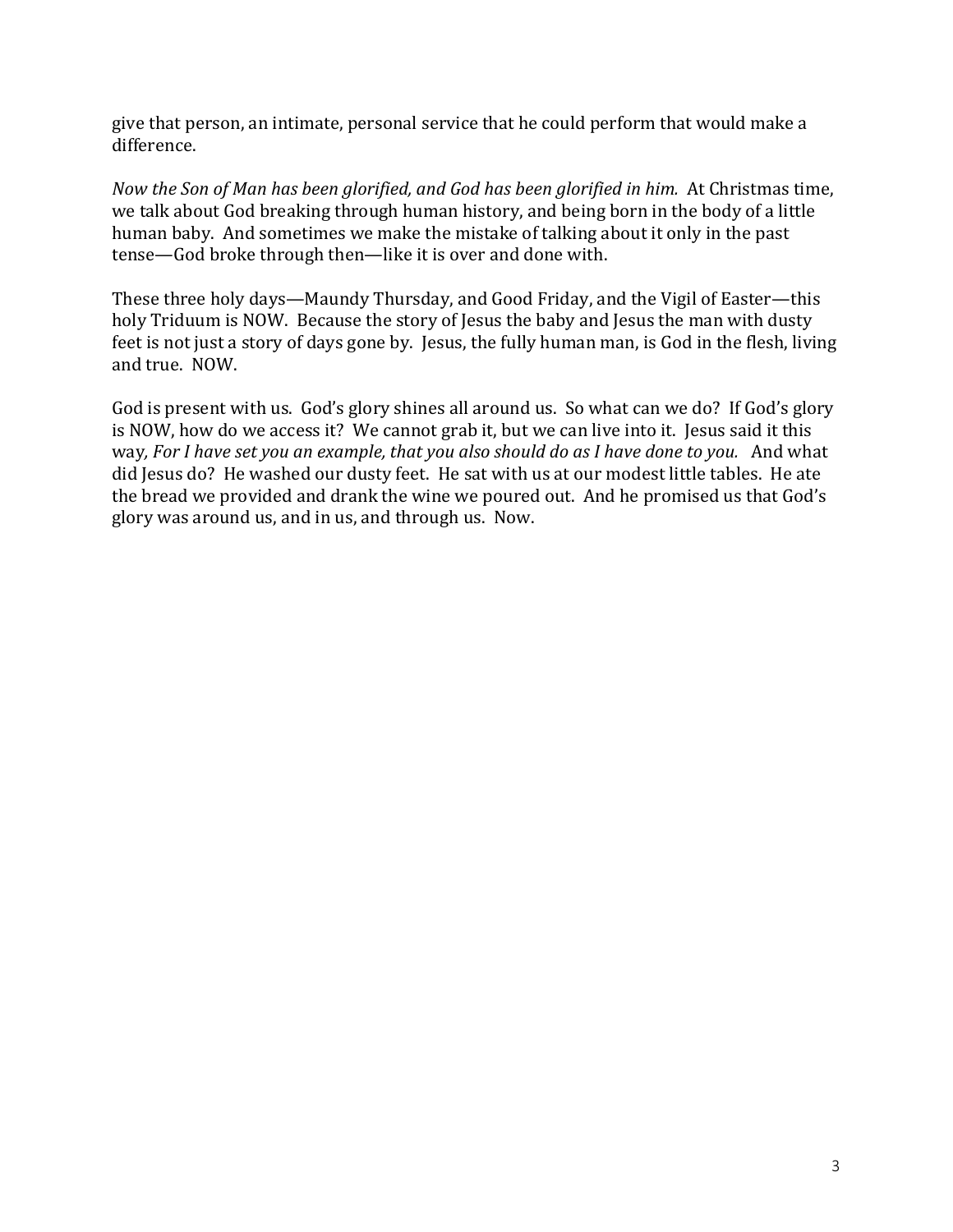give that person, an intimate, personal service that he could perform that would make a difference.

*Now the Son of Man has been glorified, and God has been glorified in him.* At Christmas time, we talk about God breaking through human history, and being born in the body of a little human baby. And sometimes we make the mistake of talking about it only in the past tense—God broke through then—like it is over and done with.

These three holy days—Maundy Thursday, and Good Friday, and the Vigil of Easter—this holy Triduum is NOW. Because the story of Jesus the baby and Jesus the man with dusty feet is not just a story of days gone by. Jesus, the fully human man, is God in the flesh, living and true. NOW.

God is present with us. God's glory shines all around us. So what can we do? If God's glory is NOW, how do we access it? We cannot grab it, but we can live into it. Jesus said it this way, *For I have set you an example, that you also should do as I have done to you.* And what did Jesus do? He washed our dusty feet. He sat with us at our modest little tables. He ate the bread we provided and drank the wine we poured out. And he promised us that God's glory was around us, and in us, and through us. Now.